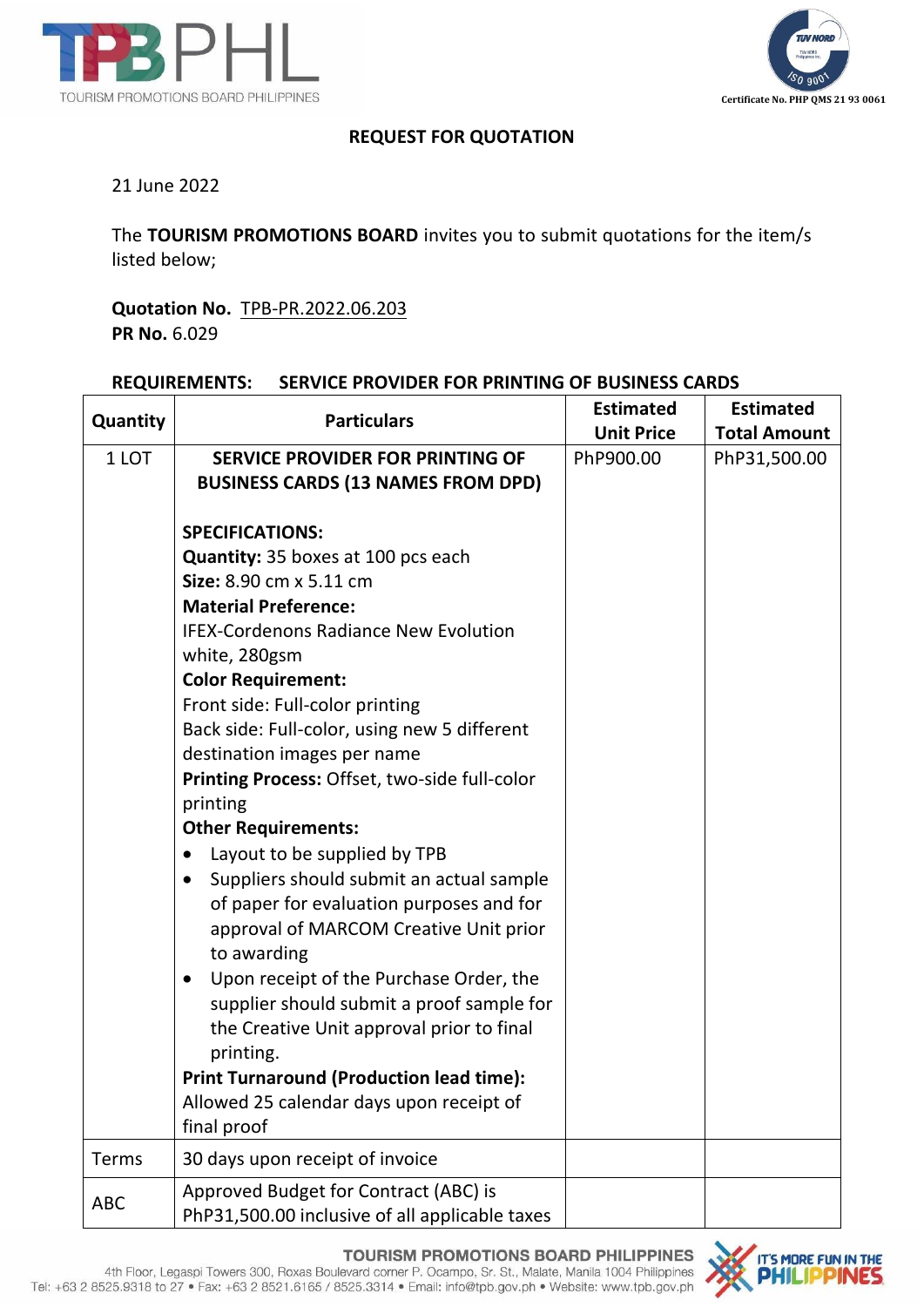# REQUEST FOR QUOTATION

21 June 2022

The **TOURISM PROMOTIONS BOARD** invites you to submit quotations for the item/s listed below;

**Quotation No.** TPB-PR.2022.06.203
**PR No.** 6.029

**REQUIREMENTS: SERVICE PROVIDER FOR PRINTING OF BUSINESS CARDS**

| Quantity | Particulars | Estimated Unit Price | Estimated Total Amount |
|---|---|---|---|
| 1 LOT | **SERVICE PROVIDER FOR PRINTING OF BUSINESS CARDS (13 NAMES FROM DPD)**<br><br>**SPECIFICATIONS:**<br>**Quantity:** 35 boxes at 100 pcs each<br>**Size:** 8.90 cm x 5.11 cm<br>**Material Preference:**<br>IFEX-Cordenons Radiance New Evolution white, 280gsm<br>**Color Requirement:**<br>Front side: Full-color printing<br>Back side: Full-color, using new 5 different destination images per name<br>**Printing Process:** Offset, two-side full-color printing<br>**Other Requirements:**<br>• Layout to be supplied by TPB<br>• Suppliers should submit an actual sample of paper for evaluation purposes and for approval of MARCOM Creative Unit prior to awarding<br>• Upon receipt of the Purchase Order, the supplier should submit a proof sample for the Creative Unit approval prior to final printing.<br>**Print Turnaround (Production lead time):**<br>Allowed 25 calendar days upon receipt of final proof | PhP900.00 | PhP31,500.00 |
| Terms | 30 days upon receipt of invoice | | |
| ABC | Approved Budget for Contract (ABC) is PhP31,500.00 inclusive of all applicable taxes | | |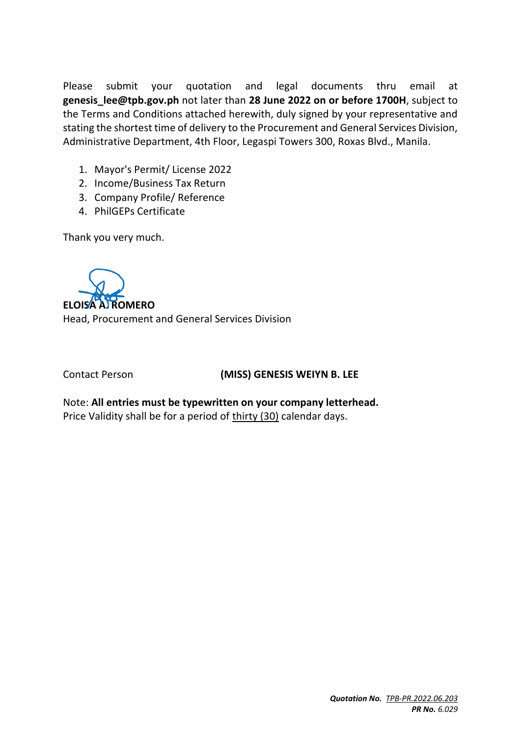Please submit your quotation and legal documents thru email at **genesis_lee@tpb.gov.ph** not later than **28 June 2022 on or before 1700H**, subject to the Terms and Conditions attached herewith, duly signed by your representative and stating the shortest time of delivery to the Procurement and General Services Division, Administrative Department, 4th Floor, Legaspi Towers 300, Roxas Blvd., Manila.

1. Mayor's Permit/ License 2022
2. Income/Business Tax Return
3. Company Profile/ Reference
4. PhilGEPs Certificate

Thank you very much.

**ELOISA A. ROMERO**
Head, Procurement and General Services Division

Contact Person **(MISS) GENESIS WEIYN B. LEE**

Note: **All entries must be typewritten on your company letterhead.**
Price Validity shall be for a period of thirty (30) calendar days.

***Quotation No.*** *TPB-PR.2022.06.203*
***PR No.*** *6.029*